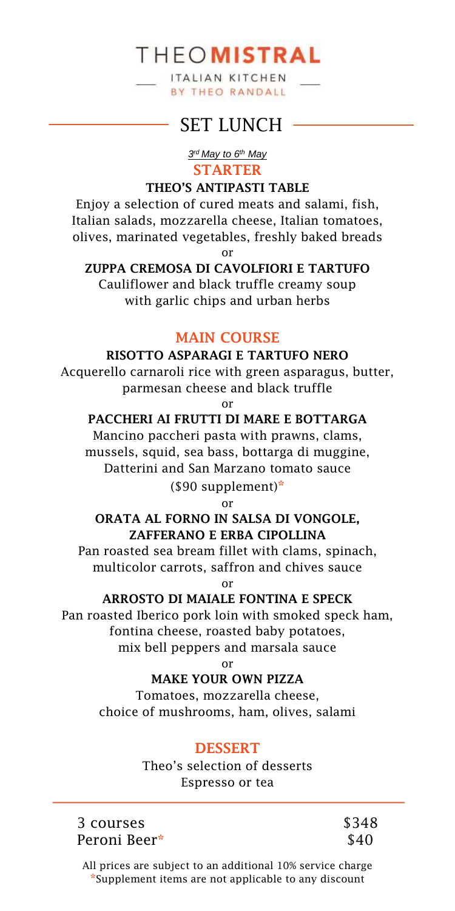# THEO**MISTRAL**

ITALIAN KITCHEN
BY THEO RANDALL

## SET LUNCH

*3rd May to 6th May*

### STARTER

**THEO'S ANTIPASTI TABLE**

Enjoy a selection of cured meats and salami, fish, Italian salads, mozzarella cheese, Italian tomatoes, olives, marinated vegetables, freshly baked breads

or

**ZUPPA CREMOSA DI CAVOLFIORI E TARTUFO**

Cauliflower and black truffle creamy soup with garlic chips and urban herbs

### MAIN COURSE

**RISOTTO ASPARAGI E TARTUFO NERO**

Acquerello carnaroli rice with green asparagus, butter, parmesan cheese and black truffle

or

**PACCHERI AI FRUTTI DI MARE E BOTTARGA**

Mancino paccheri pasta with prawns, clams, mussels, squid, sea bass, bottarga di muggine, Datterini and San Marzano tomato sauce

($90 supplement)*

or

**ORATA AL FORNO IN SALSA DI VONGOLE, ZAFFERANO E ERBA CIPOLLINA**

Pan roasted sea bream fillet with clams, spinach, multicolor carrots, saffron and chives sauce

or

**ARROSTO DI MAIALE FONTINA E SPECK**

Pan roasted Iberico pork loin with smoked speck ham, fontina cheese, roasted baby potatoes, mix bell peppers and marsala sauce

or

**MAKE YOUR OWN PIZZA**

Tomatoes, mozzarella cheese, choice of mushrooms, ham, olives, salami

### DESSERT

Theo's selection of desserts
Espresso or tea

| | |
|---|---|
| 3 courses | $348 |
| Peroni Beer* | $40 |

All prices are subject to an additional 10% service charge
*Supplement items are not applicable to any discount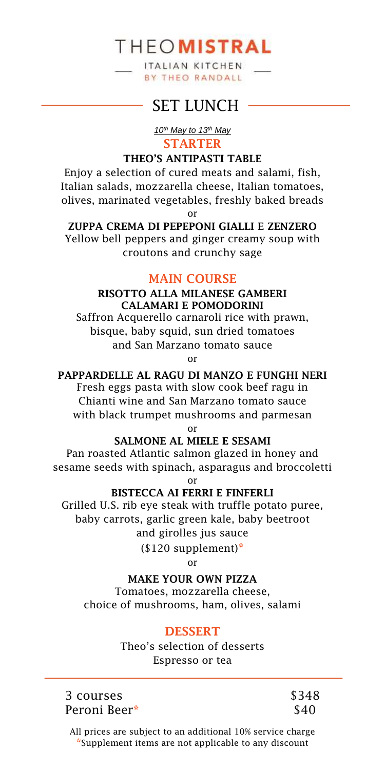# THEO**MISTRAL**

ITALIAN KITCHEN
BY THEO RANDALL

## SET LUNCH

*10th May to 13th May*

### STARTER

**THEO'S ANTIPASTI TABLE**

Enjoy a selection of cured meats and salami, fish, Italian salads, mozzarella cheese, Italian tomatoes, olives, marinated vegetables, freshly baked breads

or

**ZUPPA CREMA DI PEPEPONI GIALLI E ZENZERO**

Yellow bell peppers and ginger creamy soup with croutons and crunchy sage

### MAIN COURSE

**RISOTTO ALLA MILANESE GAMBERI CALAMARI E POMODORINI**

Saffron Acquerello carnaroli rice with prawn, bisque, baby squid, sun dried tomatoes and San Marzano tomato sauce

or

**PAPPARDELLE AL RAGU DI MANZO E FUNGHI NERI**

Fresh eggs pasta with slow cook beef ragu in Chianti wine and San Marzano tomato sauce with black trumpet mushrooms and parmesan

or

**SALMONE AL MIELE E SESAMI**

Pan roasted Atlantic salmon glazed in honey and sesame seeds with spinach, asparagus and broccoletti

or

**BISTECCA AI FERRI E FINFERLI**

Grilled U.S. rib eye steak with truffle potato puree, baby carrots, garlic green kale, baby beetroot and girolles jus sauce

($120 supplement)*

or

**MAKE YOUR OWN PIZZA**

Tomatoes, mozzarella cheese, choice of mushrooms, ham, olives, salami

### DESSERT

Theo's selection of desserts
Espresso or tea

| | |
|---|---|
| 3 courses | $348 |
| Peroni Beer* | $40 |

All prices are subject to an additional 10% service charge
*Supplement items are not applicable to any discount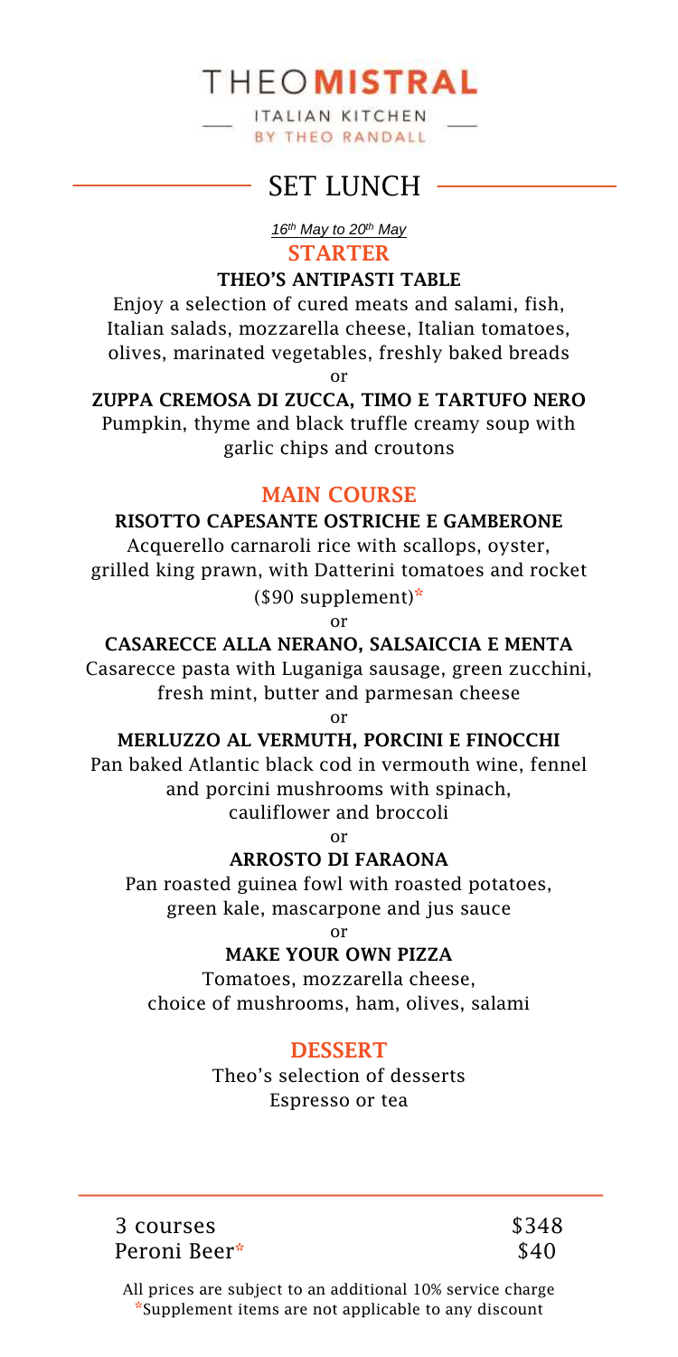# THEO MISTRAL

ITALIAN KITCHEN
BY THEO RANDALL

## SET LUNCH

*16th May to 20th May*

### STARTER

**THEO'S ANTIPASTI TABLE**

Enjoy a selection of cured meats and salami, fish, Italian salads, mozzarella cheese, Italian tomatoes, olives, marinated vegetables, freshly baked breads

or

**ZUPPA CREMOSA DI ZUCCA, TIMO E TARTUFO NERO**

Pumpkin, thyme and black truffle creamy soup with garlic chips and croutons

### MAIN COURSE

**RISOTTO CAPESANTE OSTRICHE E GAMBERONE**

Acquerello carnaroli rice with scallops, oyster, grilled king prawn, with Datterini tomatoes and rocket

($90 supplement)*

or

**CASARECCE ALLA NERANO, SALSAICCIA E MENTA**

Casarecce pasta with Luganiga sausage, green zucchini, fresh mint, butter and parmesan cheese

or

**MERLUZZO AL VERMUTH, PORCINI E FINOCCHI**

Pan baked Atlantic black cod in vermouth wine, fennel and porcini mushrooms with spinach, cauliflower and broccoli

or

**ARROSTO DI FARAONA**

Pan roasted guinea fowl with roasted potatoes, green kale, mascarpone and jus sauce

or

**MAKE YOUR OWN PIZZA**

Tomatoes, mozzarella cheese, choice of mushrooms, ham, olives, salami

### DESSERT

Theo's selection of desserts

Espresso or tea

| | |
|---|---|
| 3 courses | $348 |
| Peroni Beer* | $40 |

All prices are subject to an additional 10% service charge

*Supplement items are not applicable to any discount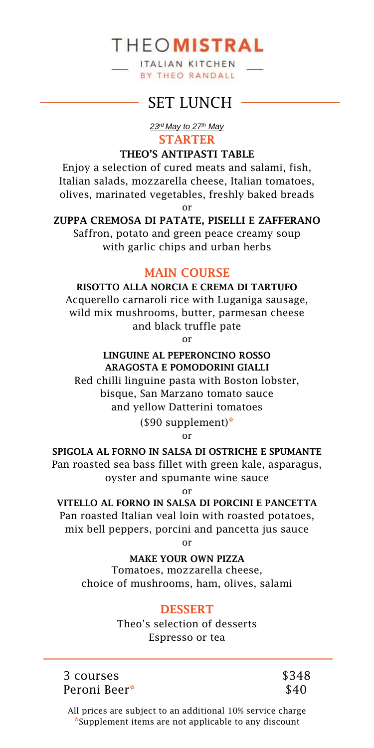# THEO MISTRAL

ITALIAN KITCHEN
BY THEO RANDALL

## SET LUNCH

*23rd May to 27th May*

### STARTER

**THEO'S ANTIPASTI TABLE**

Enjoy a selection of cured meats and salami, fish, Italian salads, mozzarella cheese, Italian tomatoes, olives, marinated vegetables, freshly baked breads

or

**ZUPPA CREMOSA DI PATATE, PISELLI E ZAFFERANO**

Saffron, potato and green peace creamy soup with garlic chips and urban herbs

### MAIN COURSE

**RISOTTO ALLA NORCIA E CREMA DI TARTUFO**

Acquerello carnaroli rice with Luganiga sausage, wild mix mushrooms, butter, parmesan cheese and black truffle pate

or

**LINGUINE AL PEPERONCINO ROSSO ARAGOSTA E POMODORINI GIALLI**

Red chilli linguine pasta with Boston lobster, bisque, San Marzano tomato sauce and yellow Datterini tomatoes

($90 supplement)*

or

**SPIGOLA AL FORNO IN SALSA DI OSTRICHE E SPUMANTE**

Pan roasted sea bass fillet with green kale, asparagus, oyster and spumante wine sauce

or

**VITELLO AL FORNO IN SALSA DI PORCINI E PANCETTA**

Pan roasted Italian veal loin with roasted potatoes, mix bell peppers, porcini and pancetta jus sauce

or

**MAKE YOUR OWN PIZZA**

Tomatoes, mozzarella cheese, choice of mushrooms, ham, olives, salami

### DESSERT

Theo's selection of desserts
Espresso or tea

| | |
|---|---|
| 3 courses | $348 |
| Peroni Beer* | $40 |

All prices are subject to an additional 10% service charge
*Supplement items are not applicable to any discount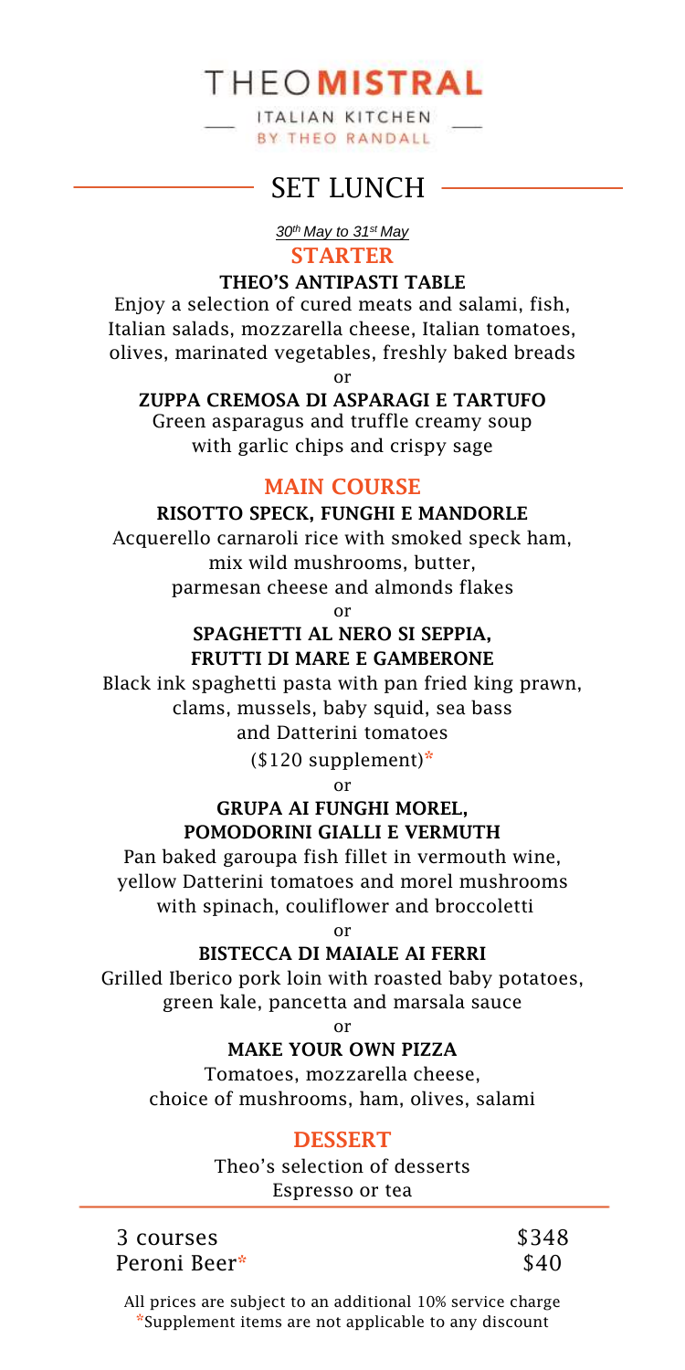# THEO**MISTRAL**

ITALIAN KITCHEN
BY THEO RANDALL

## SET LUNCH

*30th May to 31st May*

### STARTER

**THEO'S ANTIPASTI TABLE**

Enjoy a selection of cured meats and salami, fish, Italian salads, mozzarella cheese, Italian tomatoes, olives, marinated vegetables, freshly baked breads

or

**ZUPPA CREMOSA DI ASPARAGI E TARTUFO**

Green asparagus and truffle creamy soup with garlic chips and crispy sage

### MAIN COURSE

**RISOTTO SPECK, FUNGHI E MANDORLE**

Acquerello carnaroli rice with smoked speck ham, mix wild mushrooms, butter, parmesan cheese and almonds flakes

or

**SPAGHETTI AL NERO SI SEPPIA, FRUTTI DI MARE E GAMBERONE**

Black ink spaghetti pasta with pan fried king prawn, clams, mussels, baby squid, sea bass and Datterini tomatoes

($120 supplement)*

or

**GRUPA AI FUNGHI MOREL, POMODORINI GIALLI E VERMUTH**

Pan baked garoupa fish fillet in vermouth wine, yellow Datterini tomatoes and morel mushrooms with spinach, couliflower and broccoletti

or

**BISTECCA DI MAIALE AI FERRI**

Grilled Iberico pork loin with roasted baby potatoes, green kale, pancetta and marsala sauce

or

**MAKE YOUR OWN PIZZA**

Tomatoes, mozzarella cheese, choice of mushrooms, ham, olives, salami

### DESSERT

Theo's selection of desserts

Espresso or tea

| | |
|---|---|
| 3 courses | $348 |
| Peroni Beer* | $40 |

All prices are subject to an additional 10% service charge

*Supplement items are not applicable to any discount